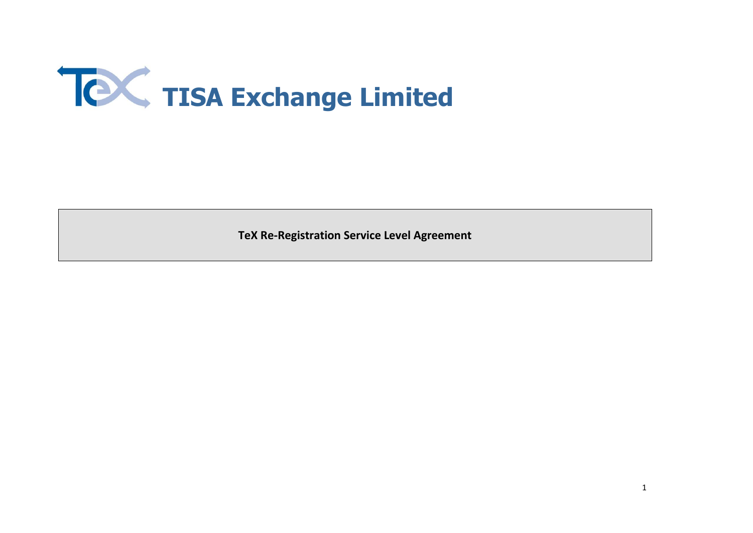# TISA Exchange Limited

**TeX Re-Registration Service Level Agreement**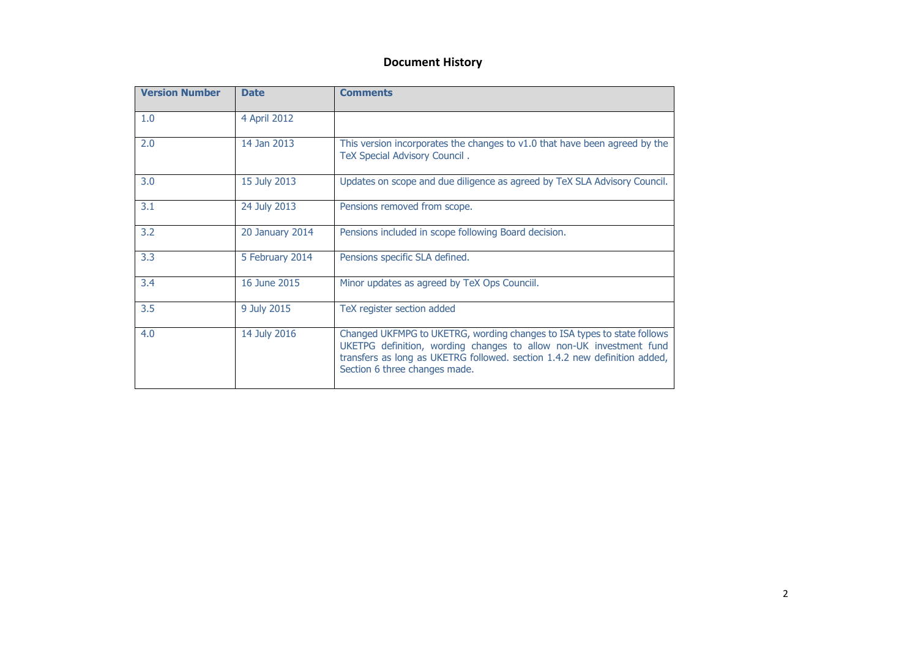## Document History

| Version Number | Date | Comments |
|---|---|---|
| 1.0 | 4 April 2012 | |
| 2.0 | 14 Jan 2013 | This version incorporates the changes to v1.0 that have been agreed by the TeX Special Advisory Council . |
| 3.0 | 15 July 2013 | Updates on scope and due diligence as agreed by TeX SLA Advisory Council. |
| 3.1 | 24 July 2013 | Pensions removed from scope. |
| 3.2 | 20 January 2014 | Pensions included in scope following Board decision. |
| 3.3 | 5 February 2014 | Pensions specific SLA defined. |
| 3.4 | 16 June 2015 | Minor updates as agreed by TeX Ops Counciil. |
| 3.5 | 9 July 2015 | TeX register section added |
| 4.0 | 14 July 2016 | Changed UKFMPG to UKETRG, wording changes to ISA types to state follows UKETPG definition, wording changes to allow non-UK investment fund transfers as long as UKETRG followed. section 1.4.2 new definition added, Section 6 three changes made. |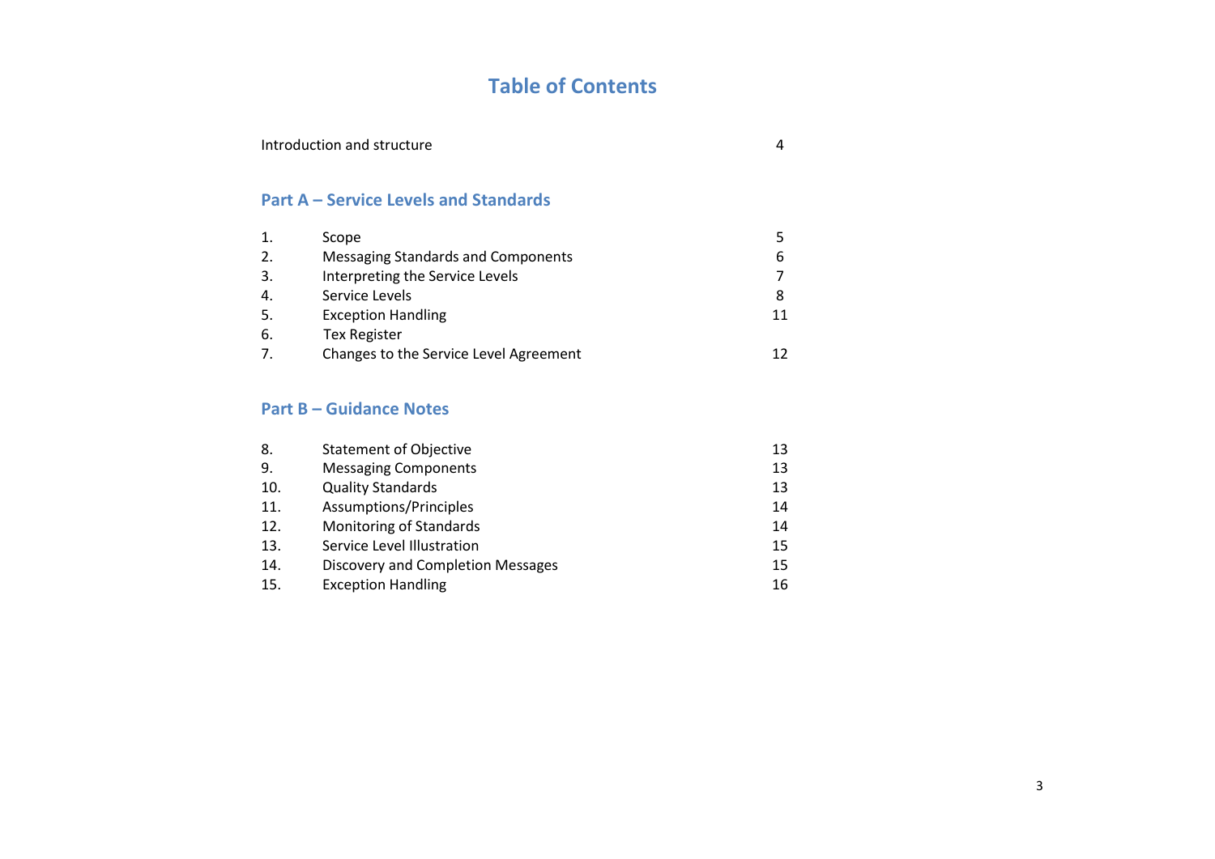# Table of Contents

| | | |
|---|---|---|
| Introduction and structure | | 4 |

## Part A – Service Levels and Standards

| | | |
|---|---|---|
| 1. | Scope | 5 |
| 2. | Messaging Standards and Components | 6 |
| 3. | Interpreting the Service Levels | 7 |
| 4. | Service Levels | 8 |
| 5. | Exception Handling | 11 |
| 6. | Tex Register | |
| 7. | Changes to the Service Level Agreement | 12 |

## Part B – Guidance Notes

| | | |
|---|---|---|
| 8. | Statement of Objective | 13 |
| 9. | Messaging Components | 13 |
| 10. | Quality Standards | 13 |
| 11. | Assumptions/Principles | 14 |
| 12. | Monitoring of Standards | 14 |
| 13. | Service Level Illustration | 15 |
| 14. | Discovery and Completion Messages | 15 |
| 15. | Exception Handling | 16 |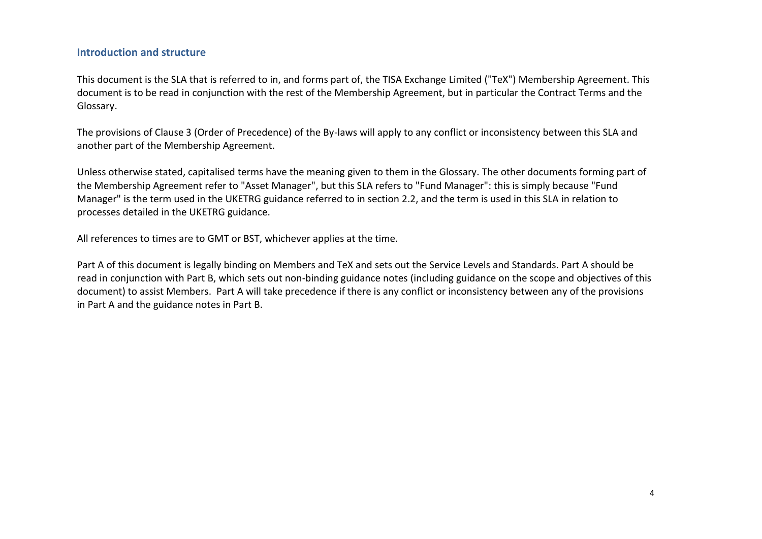## Introduction and structure

This document is the SLA that is referred to in, and forms part of, the TISA Exchange Limited ("TeX") Membership Agreement. This document is to be read in conjunction with the rest of the Membership Agreement, but in particular the Contract Terms and the Glossary.

The provisions of Clause 3 (Order of Precedence) of the By-laws will apply to any conflict or inconsistency between this SLA and another part of the Membership Agreement.

Unless otherwise stated, capitalised terms have the meaning given to them in the Glossary. The other documents forming part of the Membership Agreement refer to "Asset Manager", but this SLA refers to "Fund Manager": this is simply because "Fund Manager" is the term used in the UKETRG guidance referred to in section 2.2, and the term is used in this SLA in relation to processes detailed in the UKETRG guidance.

All references to times are to GMT or BST, whichever applies at the time.

Part A of this document is legally binding on Members and TeX and sets out the Service Levels and Standards. Part A should be read in conjunction with Part B, which sets out non-binding guidance notes (including guidance on the scope and objectives of this document) to assist Members. Part A will take precedence if there is any conflict or inconsistency between any of the provisions in Part A and the guidance notes in Part B.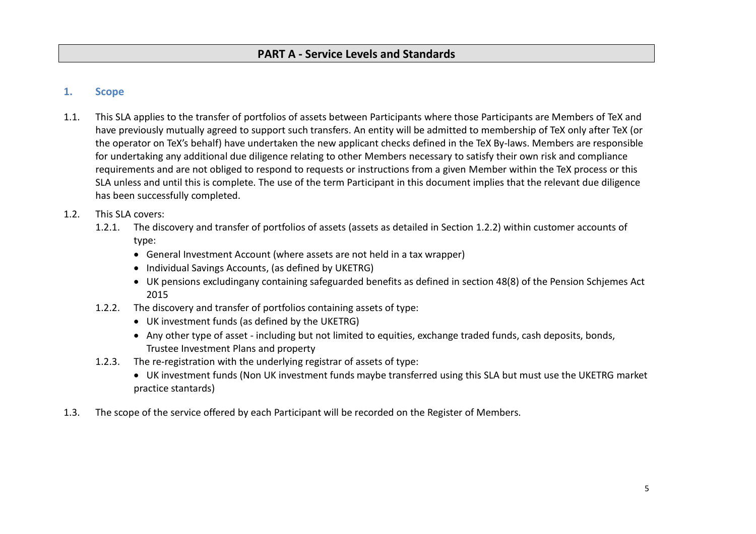# PART A - Service Levels and Standards

## 1. Scope

1.1. This SLA applies to the transfer of portfolios of assets between Participants where those Participants are Members of TeX and have previously mutually agreed to support such transfers. An entity will be admitted to membership of TeX only after TeX (or the operator on TeX's behalf) have undertaken the new applicant checks defined in the TeX By-laws. Members are responsible for undertaking any additional due diligence relating to other Members necessary to satisfy their own risk and compliance requirements and are not obliged to respond to requests or instructions from a given Member within the TeX process or this SLA unless and until this is complete. The use of the term Participant in this document implies that the relevant due diligence has been successfully completed.

1.2. This SLA covers:

1.2.1. The discovery and transfer of portfolios of assets (assets as detailed in Section 1.2.2) within customer accounts of type:

- General Investment Account (where assets are not held in a tax wrapper)
- Individual Savings Accounts, (as defined by UKETRG)
- UK pensions excludingany containing safeguarded benefits as defined in section 48(8) of the Pension Schjemes Act 2015

1.2.2. The discovery and transfer of portfolios containing assets of type:

- UK investment funds (as defined by the UKETRG)
- Any other type of asset - including but not limited to equities, exchange traded funds, cash deposits, bonds, Trustee Investment Plans and property

1.2.3. The re-registration with the underlying registrar of assets of type:

- UK investment funds (Non UK investment funds maybe transferred using this SLA but must use the UKETRG market practice stantards)

1.3. The scope of the service offered by each Participant will be recorded on the Register of Members.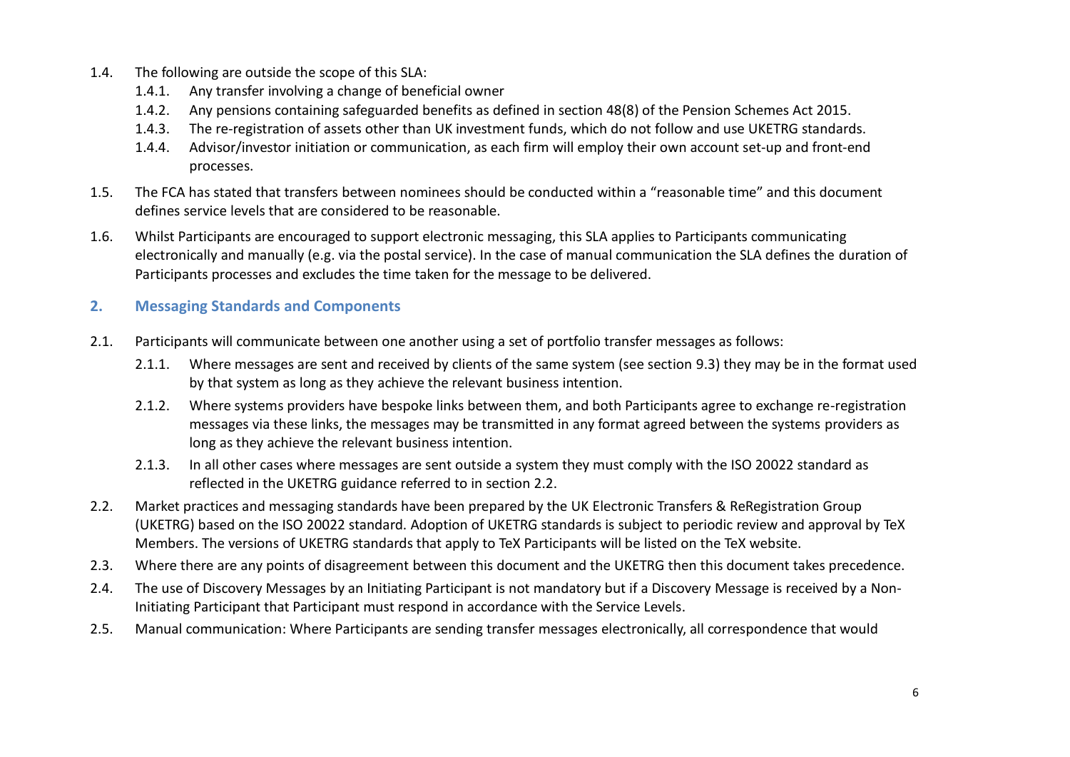1.4. The following are outside the scope of this SLA:
   - 1.4.1. Any transfer involving a change of beneficial owner
   - 1.4.2. Any pensions containing safeguarded benefits as defined in section 48(8) of the Pension Schemes Act 2015.
   - 1.4.3. The re-registration of assets other than UK investment funds, which do not follow and use UKETRG standards.
   - 1.4.4. Advisor/investor initiation or communication, as each firm will employ their own account set-up and front-end processes.

1.5. The FCA has stated that transfers between nominees should be conducted within a "reasonable time" and this document defines service levels that are considered to be reasonable.

1.6. Whilst Participants are encouraged to support electronic messaging, this SLA applies to Participants communicating electronically and manually (e.g. via the postal service). In the case of manual communication the SLA defines the duration of Participants processes and excludes the time taken for the message to be delivered.

## 2. Messaging Standards and Components

2.1. Participants will communicate between one another using a set of portfolio transfer messages as follows:
   - 2.1.1. Where messages are sent and received by clients of the same system (see section 9.3) they may be in the format used by that system as long as they achieve the relevant business intention.
   - 2.1.2. Where systems providers have bespoke links between them, and both Participants agree to exchange re-registration messages via these links, the messages may be transmitted in any format agreed between the systems providers as long as they achieve the relevant business intention.
   - 2.1.3. In all other cases where messages are sent outside a system they must comply with the ISO 20022 standard as reflected in the UKETRG guidance referred to in section 2.2.

2.2. Market practices and messaging standards have been prepared by the UK Electronic Transfers & ReRegistration Group (UKETRG) based on the ISO 20022 standard. Adoption of UKETRG standards is subject to periodic review and approval by TeX Members. The versions of UKETRG standards that apply to TeX Participants will be listed on the TeX website.

2.3. Where there are any points of disagreement between this document and the UKETRG then this document takes precedence.

2.4. The use of Discovery Messages by an Initiating Participant is not mandatory but if a Discovery Message is received by a Non-Initiating Participant that Participant must respond in accordance with the Service Levels.

2.5. Manual communication: Where Participants are sending transfer messages electronically, all correspondence that would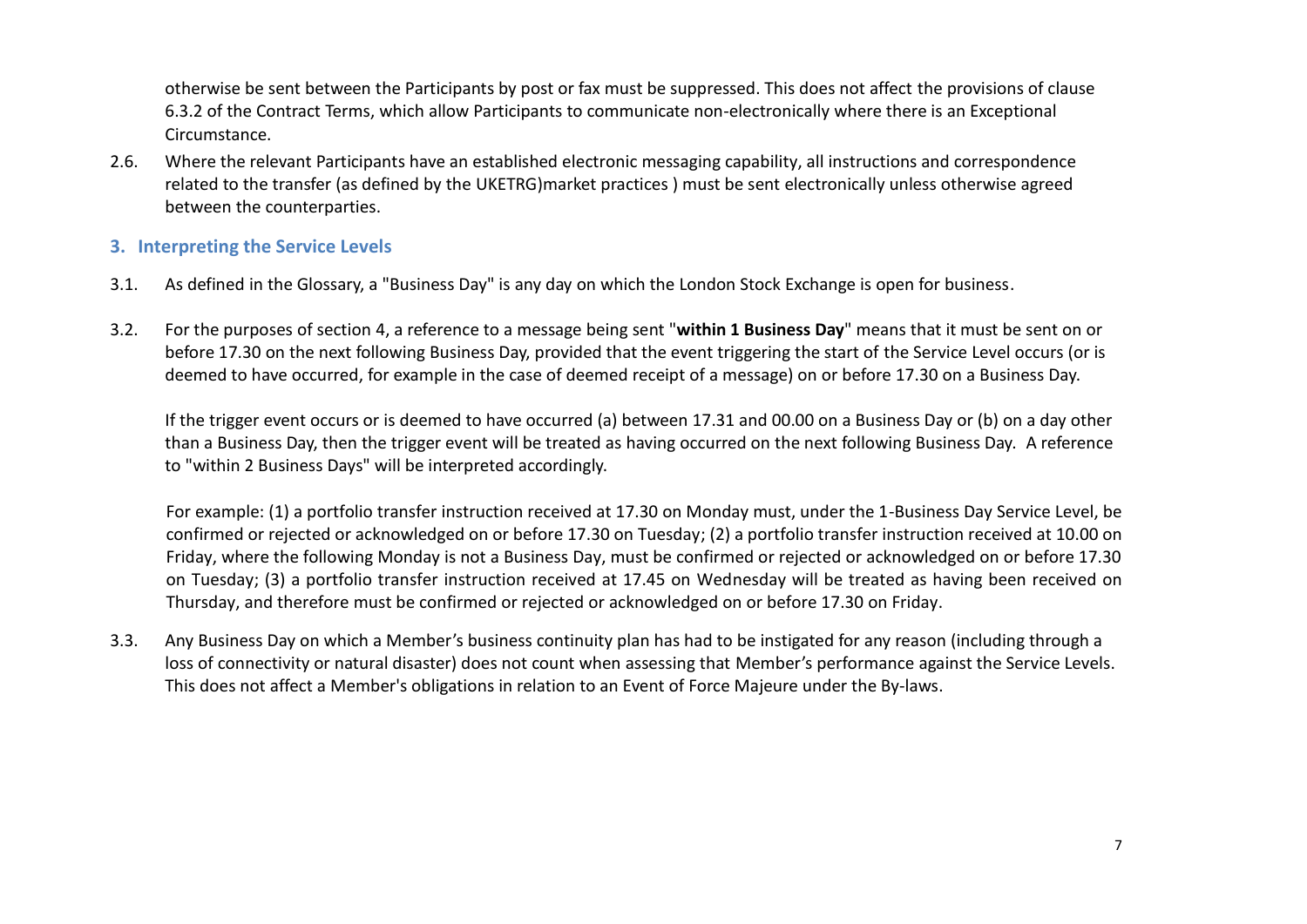otherwise be sent between the Participants by post or fax must be suppressed. This does not affect the provisions of clause 6.3.2 of the Contract Terms, which allow Participants to communicate non-electronically where there is an Exceptional Circumstance.

2.6. Where the relevant Participants have an established electronic messaging capability, all instructions and correspondence related to the transfer (as defined by the UKETRG)market practices ) must be sent electronically unless otherwise agreed between the counterparties.

## 3. Interpreting the Service Levels

3.1. As defined in the Glossary, a "Business Day" is any day on which the London Stock Exchange is open for business.

3.2. For the purposes of section 4, a reference to a message being sent "**within 1 Business Day**" means that it must be sent on or before 17.30 on the next following Business Day, provided that the event triggering the start of the Service Level occurs (or is deemed to have occurred, for example in the case of deemed receipt of a message) on or before 17.30 on a Business Day.

If the trigger event occurs or is deemed to have occurred (a) between 17.31 and 00.00 on a Business Day or (b) on a day other than a Business Day, then the trigger event will be treated as having occurred on the next following Business Day. A reference to "within 2 Business Days" will be interpreted accordingly.

For example: (1) a portfolio transfer instruction received at 17.30 on Monday must, under the 1-Business Day Service Level, be confirmed or rejected or acknowledged on or before 17.30 on Tuesday; (2) a portfolio transfer instruction received at 10.00 on Friday, where the following Monday is not a Business Day, must be confirmed or rejected or acknowledged on or before 17.30 on Tuesday; (3) a portfolio transfer instruction received at 17.45 on Wednesday will be treated as having been received on Thursday, and therefore must be confirmed or rejected or acknowledged on or before 17.30 on Friday.

3.3. Any Business Day on which a Member's business continuity plan has had to be instigated for any reason (including through a loss of connectivity or natural disaster) does not count when assessing that Member's performance against the Service Levels. This does not affect a Member's obligations in relation to an Event of Force Majeure under the By-laws.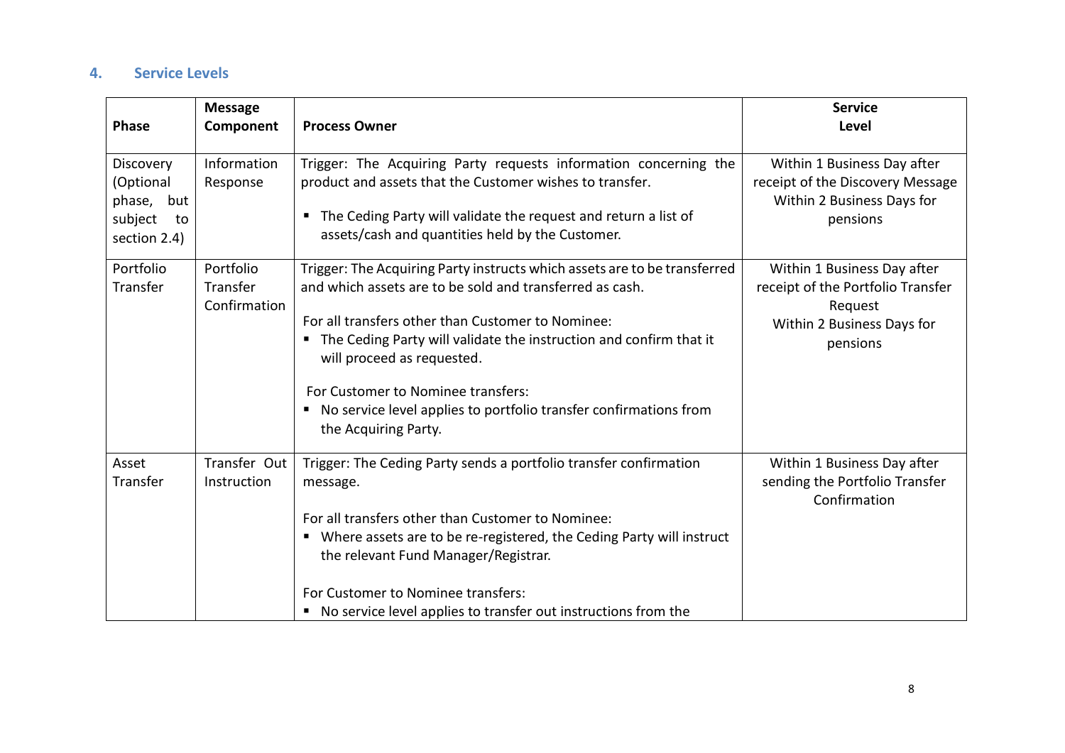## 4. Service Levels

| Phase | Message Component | Process Owner | Service Level |
|---|---|---|---|
| Discovery (Optional phase, but subject to section 2.4) | Information Response | Trigger: The Acquiring Party requests information concerning the product and assets that the Customer wishes to transfer.<br><br>▪ The Ceding Party will validate the request and return a list of assets/cash and quantities held by the Customer. | Within 1 Business Day after receipt of the Discovery Message<br>Within 2 Business Days for pensions |
| Portfolio Transfer | Portfolio Transfer Confirmation | Trigger: The Acquiring Party instructs which assets are to be transferred and which assets are to be sold and transferred as cash.<br><br>For all transfers other than Customer to Nominee:<br>▪ The Ceding Party will validate the instruction and confirm that it will proceed as requested.<br><br>For Customer to Nominee transfers:<br>▪ No service level applies to portfolio transfer confirmations from the Acquiring Party. | Within 1 Business Day after receipt of the Portfolio Transfer Request<br>Within 2 Business Days for pensions |
| Asset Transfer | Transfer Out Instruction | Trigger: The Ceding Party sends a portfolio transfer confirmation message.<br><br>For all transfers other than Customer to Nominee:<br>▪ Where assets are to be re-registered, the Ceding Party will instruct the relevant Fund Manager/Registrar.<br><br>For Customer to Nominee transfers:<br>▪ No service level applies to transfer out instructions from the | Within 1 Business Day after sending the Portfolio Transfer Confirmation |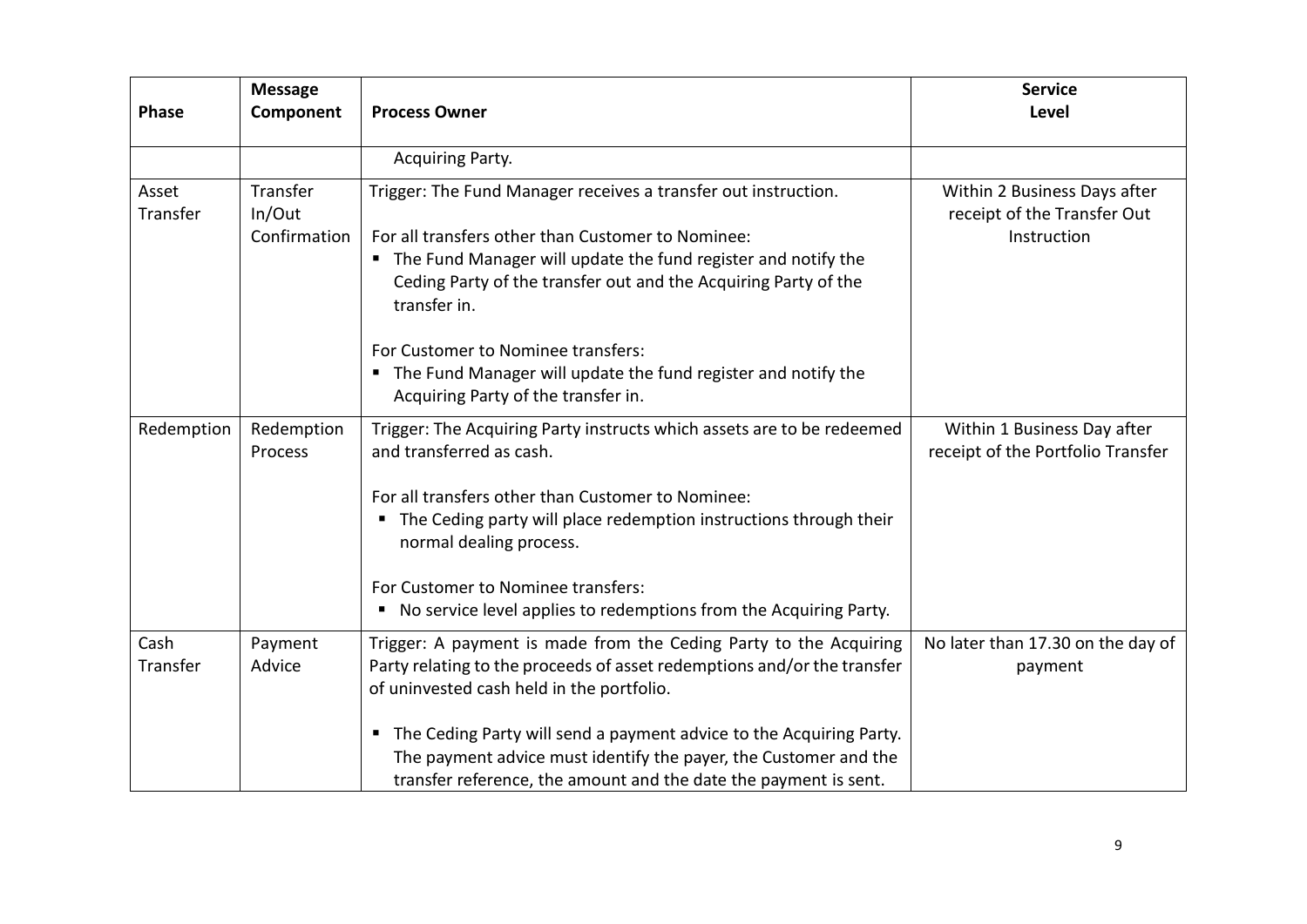| Phase | Message Component | Process Owner | Service Level |
|---|---|---|---|
| | | Acquiring Party. | |
| Asset Transfer | Transfer In/Out Confirmation | Trigger: The Fund Manager receives a transfer out instruction.<br><br>For all transfers other than Customer to Nominee:<br>▪ The Fund Manager will update the fund register and notify the Ceding Party of the transfer out and the Acquiring Party of the transfer in.<br><br>For Customer to Nominee transfers:<br>▪ The Fund Manager will update the fund register and notify the Acquiring Party of the transfer in. | Within 2 Business Days after receipt of the Transfer Out Instruction |
| Redemption | Redemption Process | Trigger: The Acquiring Party instructs which assets are to be redeemed and transferred as cash.<br><br>For all transfers other than Customer to Nominee:<br>▪ The Ceding party will place redemption instructions through their normal dealing process.<br><br>For Customer to Nominee transfers:<br>▪ No service level applies to redemptions from the Acquiring Party. | Within 1 Business Day after receipt of the Portfolio Transfer |
| Cash Transfer | Payment Advice | Trigger: A payment is made from the Ceding Party to the Acquiring Party relating to the proceeds of asset redemptions and/or the transfer of uninvested cash held in the portfolio.<br><br>▪ The Ceding Party will send a payment advice to the Acquiring Party. The payment advice must identify the payer, the Customer and the transfer reference, the amount and the date the payment is sent. | No later than 17.30 on the day of payment |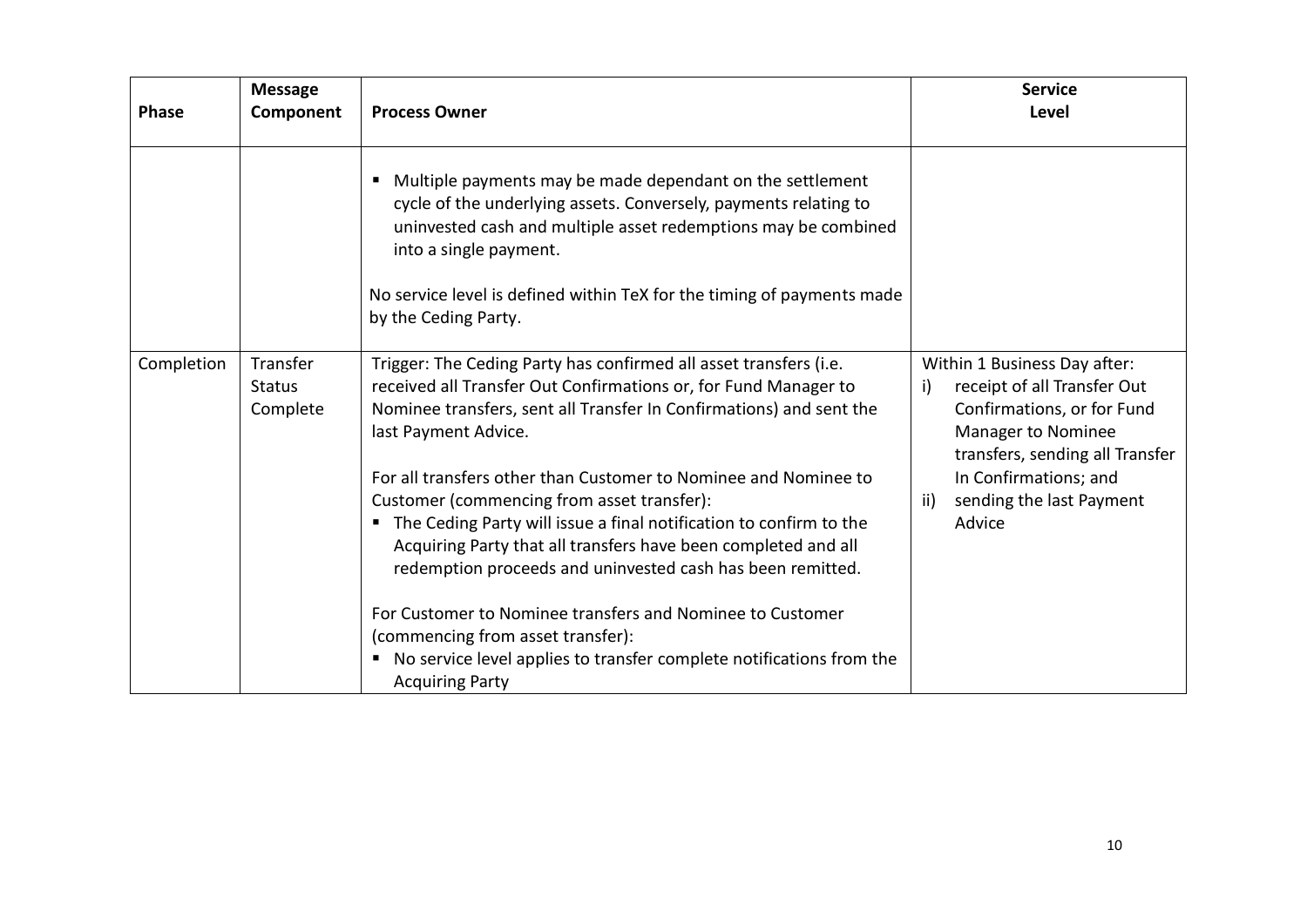| Phase | Message Component | Process Owner | Service Level |
|---|---|---|---|
| | | ▪ Multiple payments may be made dependant on the settlement cycle of the underlying assets. Conversely, payments relating to uninvested cash and multiple asset redemptions may be combined into a single payment.<br><br>No service level is defined within TeX for the timing of payments made by the Ceding Party. | |
| Completion | Transfer Status Complete | Trigger: The Ceding Party has confirmed all asset transfers (i.e. received all Transfer Out Confirmations or, for Fund Manager to Nominee transfers, sent all Transfer In Confirmations) and sent the last Payment Advice.<br><br>For all transfers other than Customer to Nominee and Nominee to Customer (commencing from asset transfer):<br>▪ The Ceding Party will issue a final notification to confirm to the Acquiring Party that all transfers have been completed and all redemption proceeds and uninvested cash has been remitted.<br><br>For Customer to Nominee transfers and Nominee to Customer (commencing from asset transfer):<br>▪ No service level applies to transfer complete notifications from the Acquiring Party | Within 1 Business Day after:<br>i) receipt of all Transfer Out Confirmations, or for Fund Manager to Nominee transfers, sending all Transfer In Confirmations; and<br>ii) sending the last Payment Advice |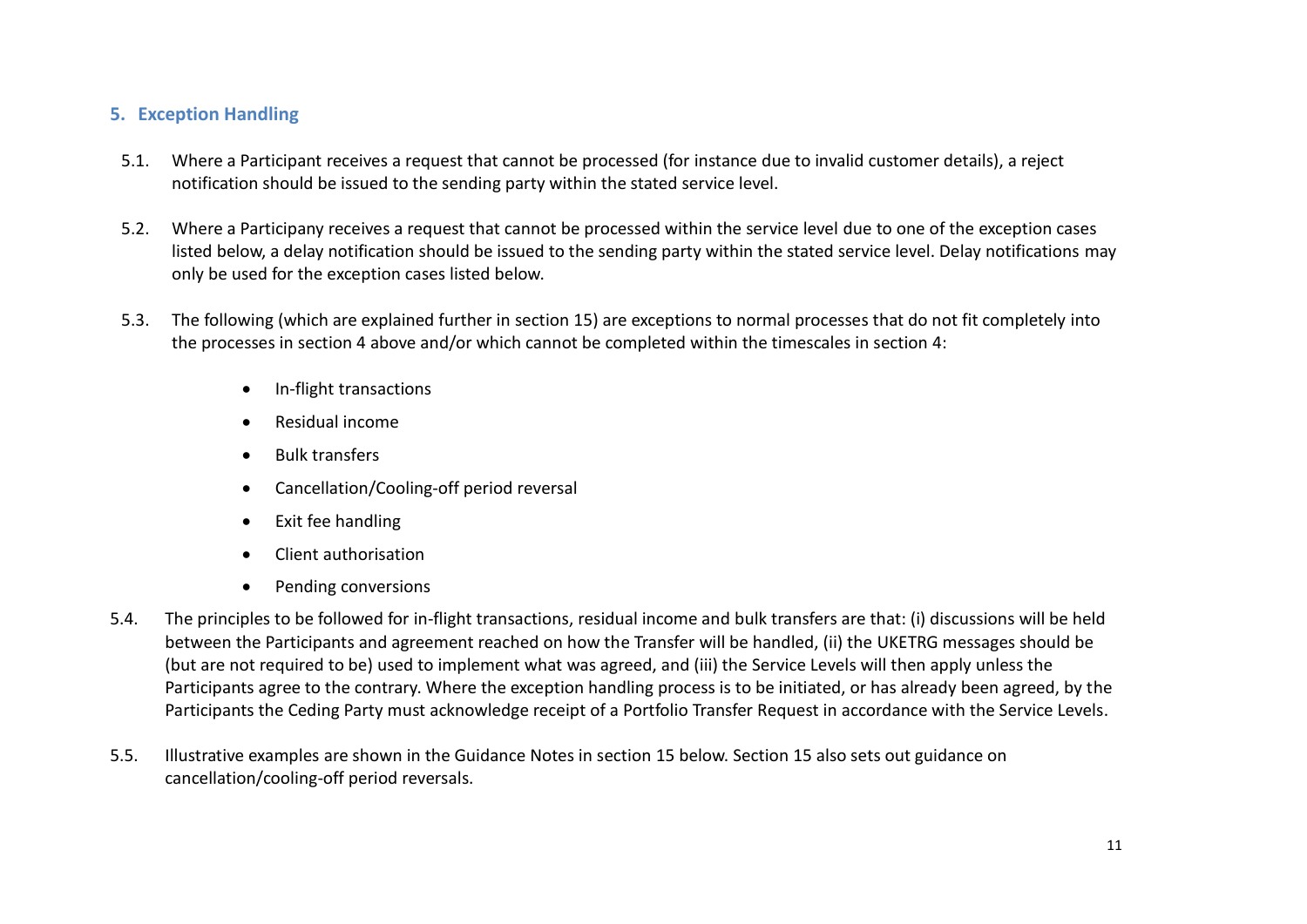## 5. Exception Handling

5.1. Where a Participant receives a request that cannot be processed (for instance due to invalid customer details), a reject notification should be issued to the sending party within the stated service level.

5.2. Where a Participany receives a request that cannot be processed within the service level due to one of the exception cases listed below, a delay notification should be issued to the sending party within the stated service level. Delay notifications may only be used for the exception cases listed below.

5.3. The following (which are explained further in section 15) are exceptions to normal processes that do not fit completely into the processes in section 4 above and/or which cannot be completed within the timescales in section 4:

- In-flight transactions
- Residual income
- Bulk transfers
- Cancellation/Cooling-off period reversal
- Exit fee handling
- Client authorisation
- Pending conversions

5.4. The principles to be followed for in-flight transactions, residual income and bulk transfers are that: (i) discussions will be held between the Participants and agreement reached on how the Transfer will be handled, (ii) the UKETRG messages should be (but are not required to be) used to implement what was agreed, and (iii) the Service Levels will then apply unless the Participants agree to the contrary. Where the exception handling process is to be initiated, or has already been agreed, by the Participants the Ceding Party must acknowledge receipt of a Portfolio Transfer Request in accordance with the Service Levels.

5.5. Illustrative examples are shown in the Guidance Notes in section 15 below. Section 15 also sets out guidance on cancellation/cooling-off period reversals.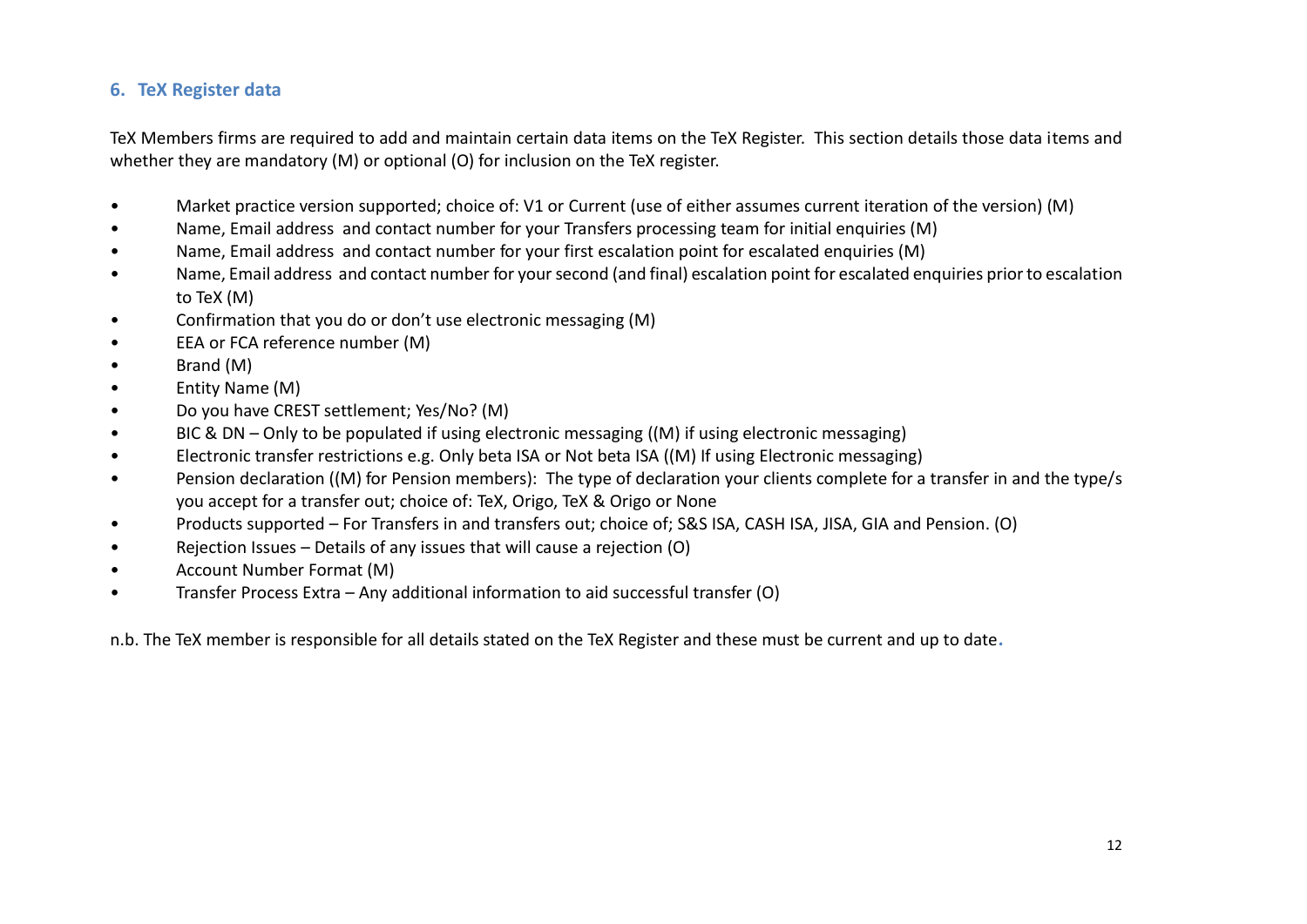## 6. TeX Register data

TeX Members firms are required to add and maintain certain data items on the TeX Register. This section details those data items and whether they are mandatory (M) or optional (O) for inclusion on the TeX register.

- Market practice version supported; choice of: V1 or Current (use of either assumes current iteration of the version) (M)
- Name, Email address and contact number for your Transfers processing team for initial enquiries (M)
- Name, Email address and contact number for your first escalation point for escalated enquiries (M)
- Name, Email address and contact number for your second (and final) escalation point for escalated enquiries prior to escalation to TeX (M)
- Confirmation that you do or don't use electronic messaging (M)
- EEA or FCA reference number (M)
- Brand (M)
- Entity Name (M)
- Do you have CREST settlement; Yes/No? (M)
- BIC & DN – Only to be populated if using electronic messaging ((M) if using electronic messaging)
- Electronic transfer restrictions e.g. Only beta ISA or Not beta ISA ((M) If using Electronic messaging)
- Pension declaration ((M) for Pension members): The type of declaration your clients complete for a transfer in and the type/s you accept for a transfer out; choice of: TeX, Origo, TeX & Origo or None
- Products supported – For Transfers in and transfers out; choice of; S&S ISA, CASH ISA, JISA, GIA and Pension. (O)
- Rejection Issues – Details of any issues that will cause a rejection (O)
- Account Number Format (M)
- Transfer Process Extra – Any additional information to aid successful transfer (O)

n.b. The TeX member is responsible for all details stated on the TeX Register and these must be current and up to date.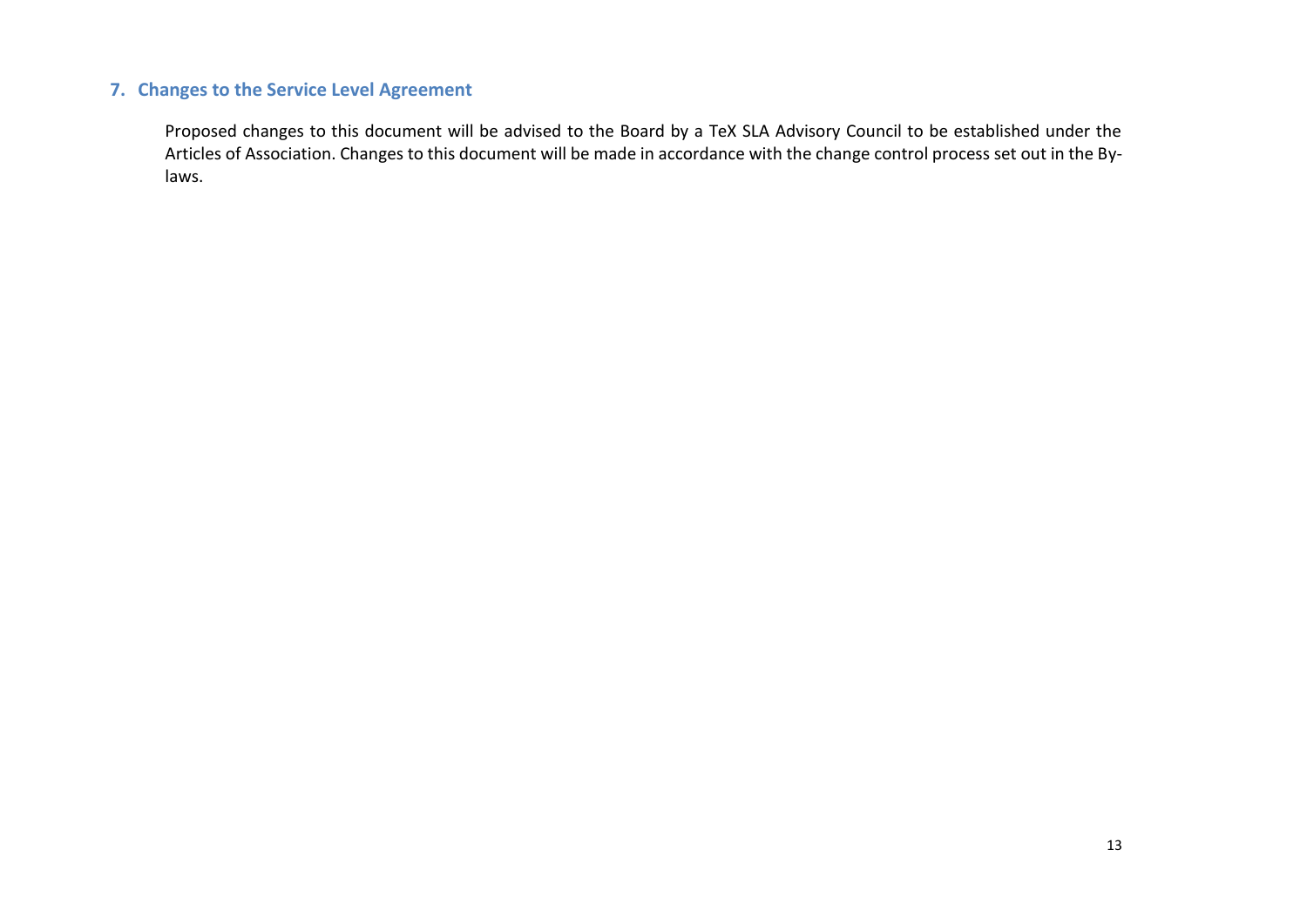## 7. Changes to the Service Level Agreement

Proposed changes to this document will be advised to the Board by a TeX SLA Advisory Council to be established under the Articles of Association. Changes to this document will be made in accordance with the change control process set out in the By-laws.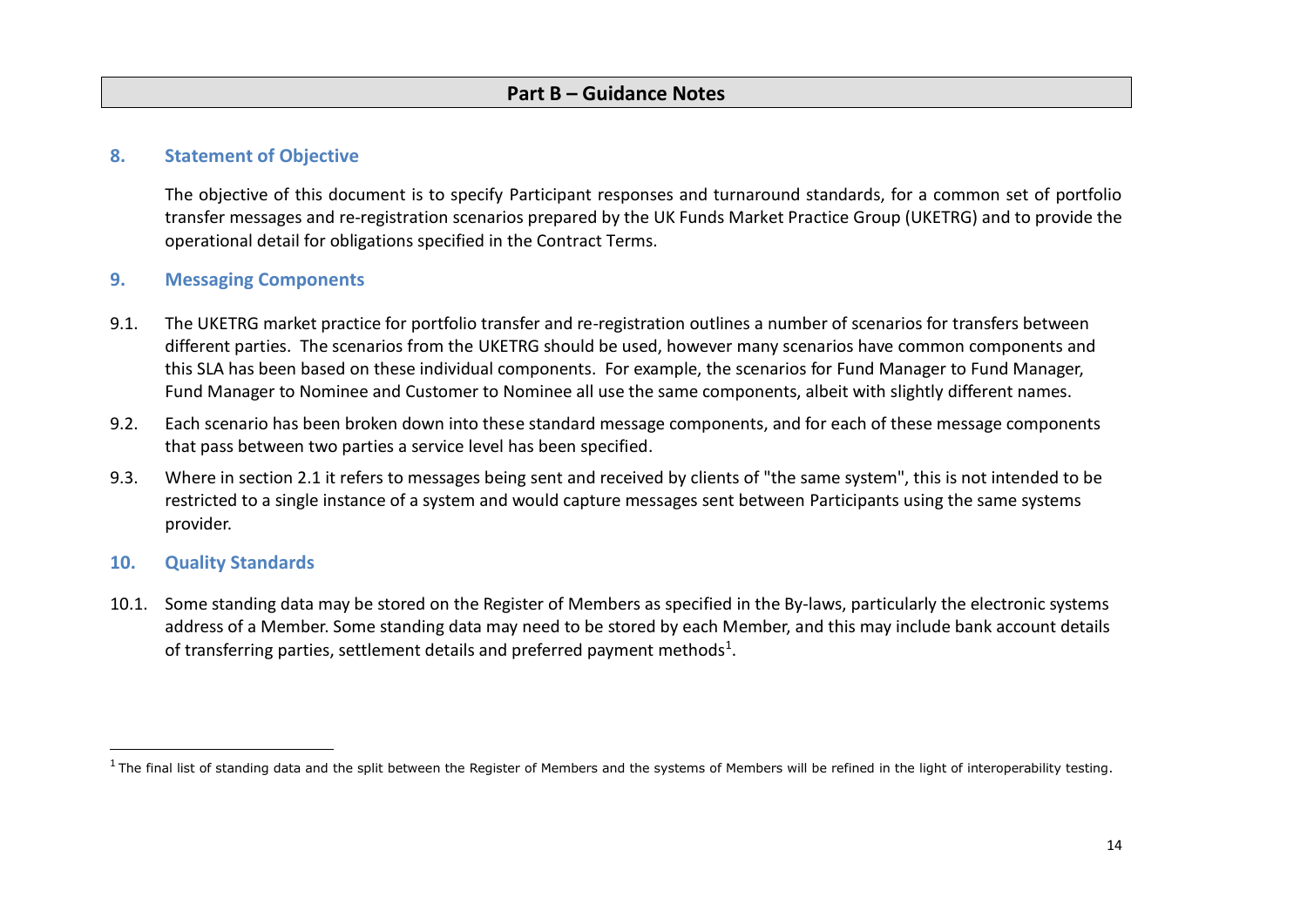# Part B – Guidance Notes

## 8. Statement of Objective

The objective of this document is to specify Participant responses and turnaround standards, for a common set of portfolio transfer messages and re-registration scenarios prepared by the UK Funds Market Practice Group (UKETRG) and to provide the operational detail for obligations specified in the Contract Terms.

## 9. Messaging Components

9.1. The UKETRG market practice for portfolio transfer and re-registration outlines a number of scenarios for transfers between different parties. The scenarios from the UKETRG should be used, however many scenarios have common components and this SLA has been based on these individual components. For example, the scenarios for Fund Manager to Fund Manager, Fund Manager to Nominee and Customer to Nominee all use the same components, albeit with slightly different names.

9.2. Each scenario has been broken down into these standard message components, and for each of these message components that pass between two parties a service level has been specified.

9.3. Where in section 2.1 it refers to messages being sent and received by clients of "the same system", this is not intended to be restricted to a single instance of a system and would capture messages sent between Participants using the same systems provider.

## 10. Quality Standards

10.1. Some standing data may be stored on the Register of Members as specified in the By-laws, particularly the electronic systems address of a Member. Some standing data may need to be stored by each Member, and this may include bank account details of transferring parties, settlement details and preferred payment methods[1].

---

[1] The final list of standing data and the split between the Register of Members and the systems of Members will be refined in the light of interoperability testing.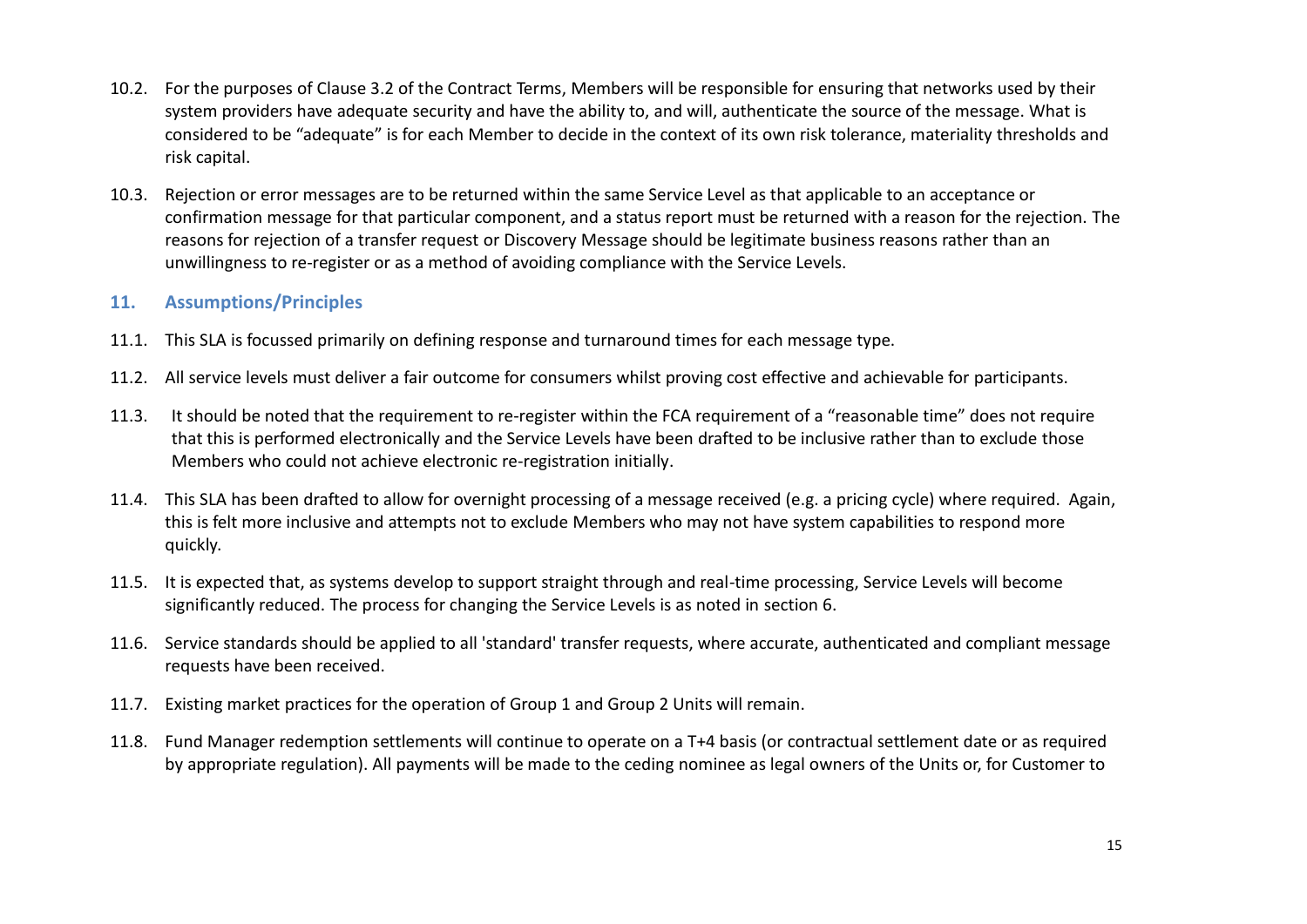10.2. For the purposes of Clause 3.2 of the Contract Terms, Members will be responsible for ensuring that networks used by their system providers have adequate security and have the ability to, and will, authenticate the source of the message. What is considered to be "adequate" is for each Member to decide in the context of its own risk tolerance, materiality thresholds and risk capital.

10.3. Rejection or error messages are to be returned within the same Service Level as that applicable to an acceptance or confirmation message for that particular component, and a status report must be returned with a reason for the rejection. The reasons for rejection of a transfer request or Discovery Message should be legitimate business reasons rather than an unwillingness to re-register or as a method of avoiding compliance with the Service Levels.

## 11. Assumptions/Principles

11.1. This SLA is focussed primarily on defining response and turnaround times for each message type.

11.2. All service levels must deliver a fair outcome for consumers whilst proving cost effective and achievable for participants.

11.3. It should be noted that the requirement to re-register within the FCA requirement of a "reasonable time" does not require that this is performed electronically and the Service Levels have been drafted to be inclusive rather than to exclude those Members who could not achieve electronic re-registration initially.

11.4. This SLA has been drafted to allow for overnight processing of a message received (e.g. a pricing cycle) where required. Again, this is felt more inclusive and attempts not to exclude Members who may not have system capabilities to respond more quickly.

11.5. It is expected that, as systems develop to support straight through and real-time processing, Service Levels will become significantly reduced. The process for changing the Service Levels is as noted in section 6.

11.6. Service standards should be applied to all 'standard' transfer requests, where accurate, authenticated and compliant message requests have been received.

11.7. Existing market practices for the operation of Group 1 and Group 2 Units will remain.

11.8. Fund Manager redemption settlements will continue to operate on a T+4 basis (or contractual settlement date or as required by appropriate regulation). All payments will be made to the ceding nominee as legal owners of the Units or, for Customer to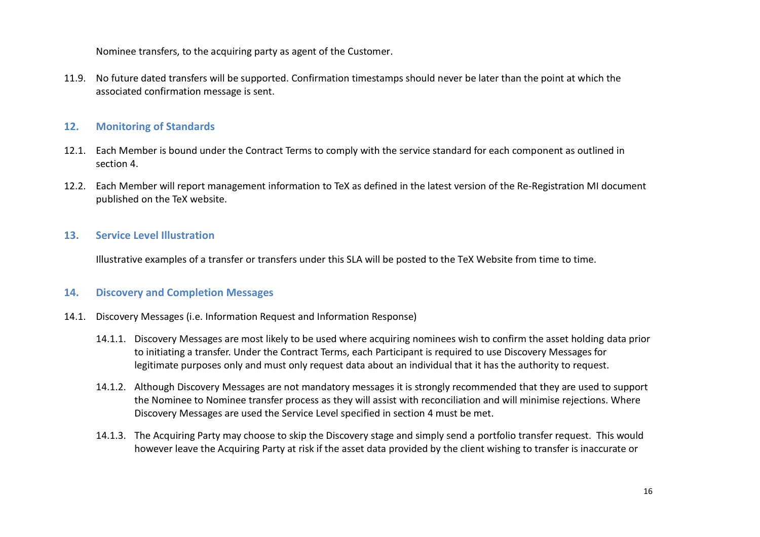Nominee transfers, to the acquiring party as agent of the Customer.

11.9. No future dated transfers will be supported. Confirmation timestamps should never be later than the point at which the associated confirmation message is sent.

## 12. Monitoring of Standards

12.1. Each Member is bound under the Contract Terms to comply with the service standard for each component as outlined in section 4.

12.2. Each Member will report management information to TeX as defined in the latest version of the Re-Registration MI document published on the TeX website.

## 13. Service Level Illustration

Illustrative examples of a transfer or transfers under this SLA will be posted to the TeX Website from time to time.

## 14. Discovery and Completion Messages

14.1. Discovery Messages (i.e. Information Request and Information Response)

14.1.1. Discovery Messages are most likely to be used where acquiring nominees wish to confirm the asset holding data prior to initiating a transfer. Under the Contract Terms, each Participant is required to use Discovery Messages for legitimate purposes only and must only request data about an individual that it has the authority to request.

14.1.2. Although Discovery Messages are not mandatory messages it is strongly recommended that they are used to support the Nominee to Nominee transfer process as they will assist with reconciliation and will minimise rejections. Where Discovery Messages are used the Service Level specified in section 4 must be met.

14.1.3. The Acquiring Party may choose to skip the Discovery stage and simply send a portfolio transfer request. This would however leave the Acquiring Party at risk if the asset data provided by the client wishing to transfer is inaccurate or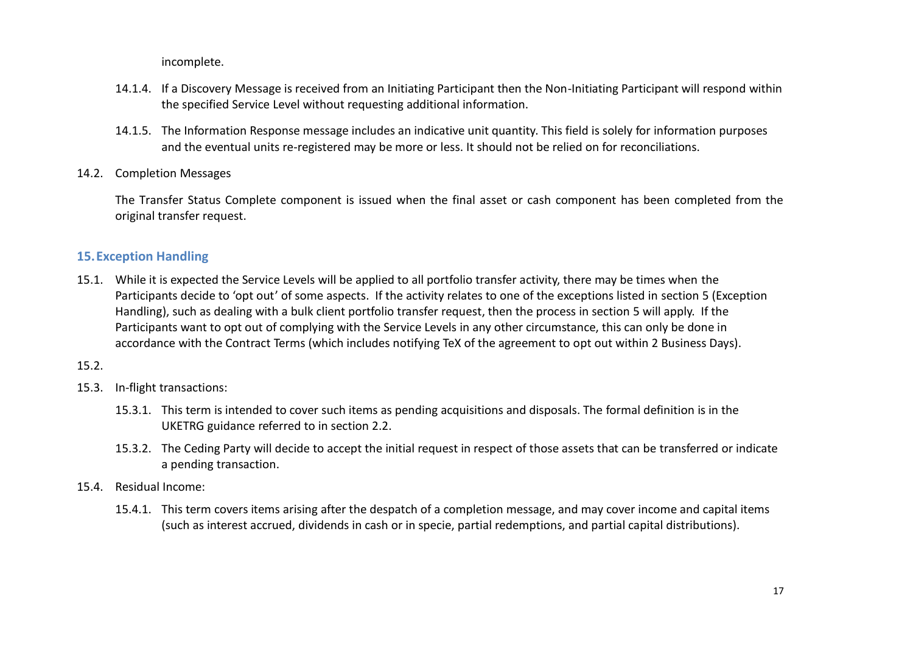incomplete.

14.1.4. If a Discovery Message is received from an Initiating Participant then the Non-Initiating Participant will respond within the specified Service Level without requesting additional information.

14.1.5. The Information Response message includes an indicative unit quantity. This field is solely for information purposes and the eventual units re-registered may be more or less. It should not be relied on for reconciliations.

14.2. Completion Messages

The Transfer Status Complete component is issued when the final asset or cash component has been completed from the original transfer request.

## 15. Exception Handling

15.1. While it is expected the Service Levels will be applied to all portfolio transfer activity, there may be times when the Participants decide to 'opt out' of some aspects. If the activity relates to one of the exceptions listed in section 5 (Exception Handling), such as dealing with a bulk client portfolio transfer request, then the process in section 5 will apply. If the Participants want to opt out of complying with the Service Levels in any other circumstance, this can only be done in accordance with the Contract Terms (which includes notifying TeX of the agreement to opt out within 2 Business Days).

15.2.

15.3. In-flight transactions:

15.3.1. This term is intended to cover such items as pending acquisitions and disposals. The formal definition is in the UKETRG guidance referred to in section 2.2.

15.3.2. The Ceding Party will decide to accept the initial request in respect of those assets that can be transferred or indicate a pending transaction.

15.4. Residual Income:

15.4.1. This term covers items arising after the despatch of a completion message, and may cover income and capital items (such as interest accrued, dividends in cash or in specie, partial redemptions, and partial capital distributions).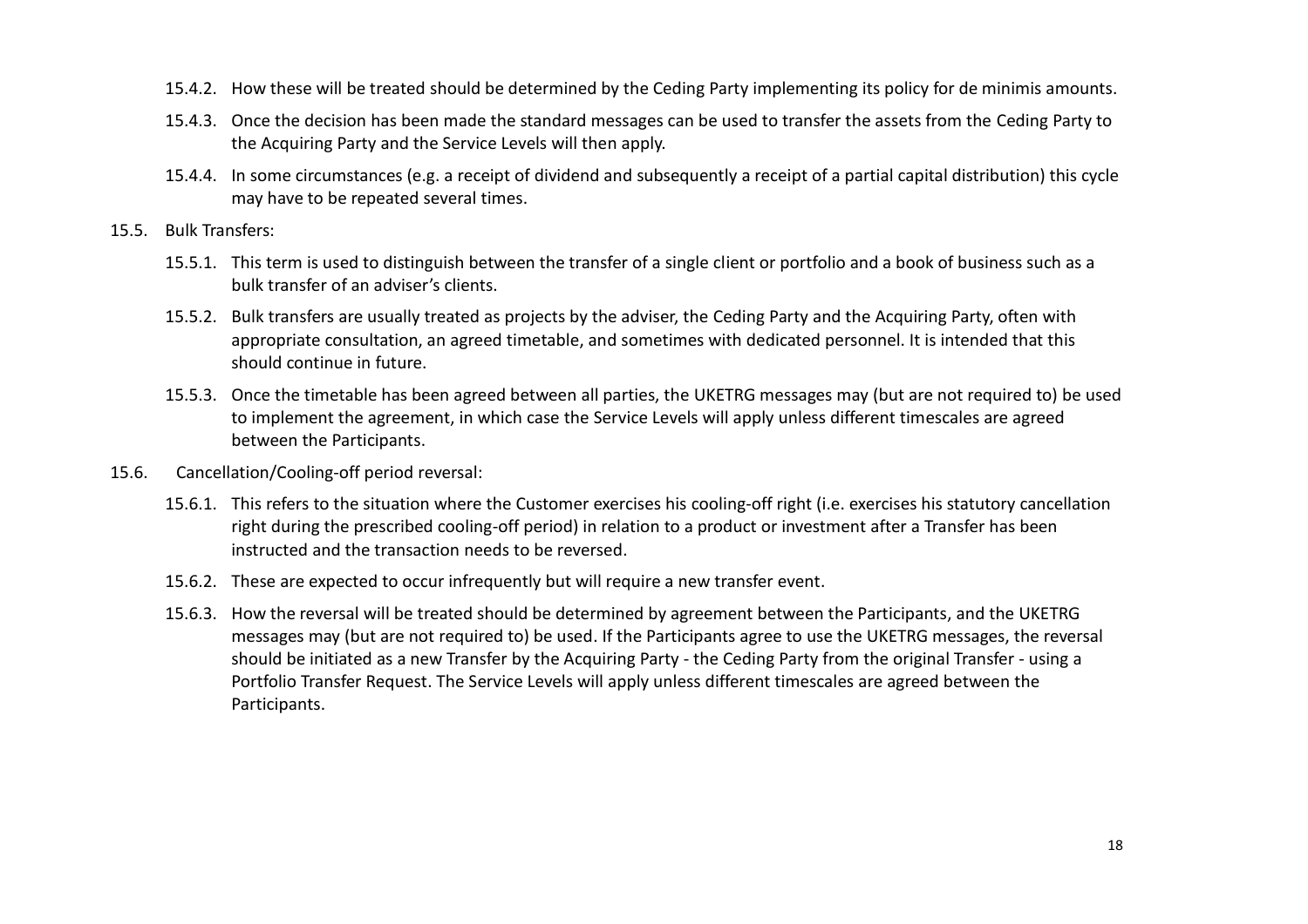- 15.4.2. How these will be treated should be determined by the Ceding Party implementing its policy for de minimis amounts.
- 15.4.3. Once the decision has been made the standard messages can be used to transfer the assets from the Ceding Party to the Acquiring Party and the Service Levels will then apply.
- 15.4.4. In some circumstances (e.g. a receipt of dividend and subsequently a receipt of a partial capital distribution) this cycle may have to be repeated several times.

15.5. Bulk Transfers:

- 15.5.1. This term is used to distinguish between the transfer of a single client or portfolio and a book of business such as a bulk transfer of an adviser's clients.
- 15.5.2. Bulk transfers are usually treated as projects by the adviser, the Ceding Party and the Acquiring Party, often with appropriate consultation, an agreed timetable, and sometimes with dedicated personnel. It is intended that this should continue in future.
- 15.5.3. Once the timetable has been agreed between all parties, the UKETRG messages may (but are not required to) be used to implement the agreement, in which case the Service Levels will apply unless different timescales are agreed between the Participants.

15.6. Cancellation/Cooling-off period reversal:

- 15.6.1. This refers to the situation where the Customer exercises his cooling-off right (i.e. exercises his statutory cancellation right during the prescribed cooling-off period) in relation to a product or investment after a Transfer has been instructed and the transaction needs to be reversed.
- 15.6.2. These are expected to occur infrequently but will require a new transfer event.
- 15.6.3. How the reversal will be treated should be determined by agreement between the Participants, and the UKETRG messages may (but are not required to) be used. If the Participants agree to use the UKETRG messages, the reversal should be initiated as a new Transfer by the Acquiring Party - the Ceding Party from the original Transfer - using a Portfolio Transfer Request. The Service Levels will apply unless different timescales are agreed between the Participants.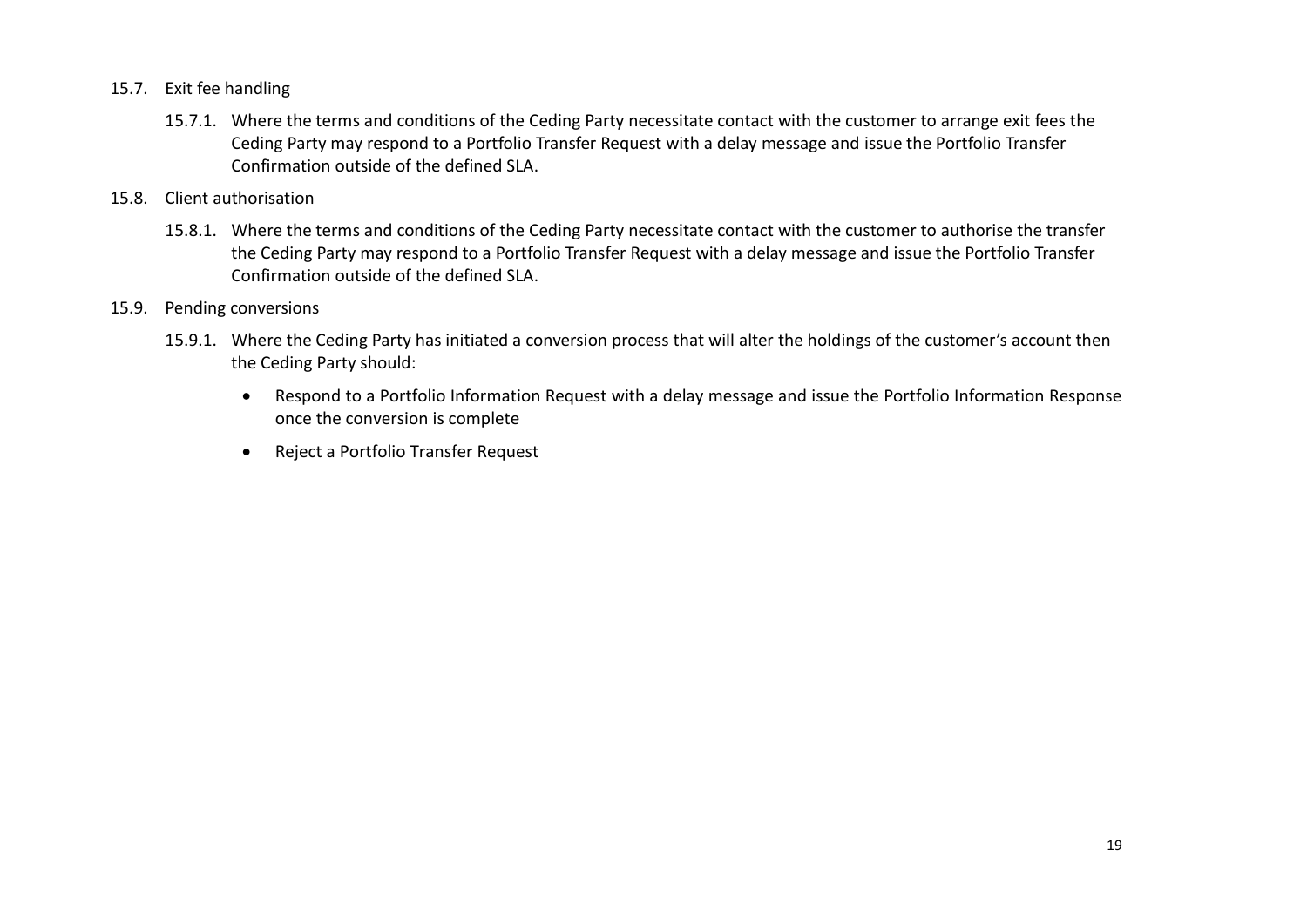15.7. Exit fee handling

15.7.1. Where the terms and conditions of the Ceding Party necessitate contact with the customer to arrange exit fees the Ceding Party may respond to a Portfolio Transfer Request with a delay message and issue the Portfolio Transfer Confirmation outside of the defined SLA.

15.8. Client authorisation

15.8.1. Where the terms and conditions of the Ceding Party necessitate contact with the customer to authorise the transfer the Ceding Party may respond to a Portfolio Transfer Request with a delay message and issue the Portfolio Transfer Confirmation outside of the defined SLA.

15.9. Pending conversions

15.9.1. Where the Ceding Party has initiated a conversion process that will alter the holdings of the customer's account then the Ceding Party should:

- Respond to a Portfolio Information Request with a delay message and issue the Portfolio Information Response once the conversion is complete
- Reject a Portfolio Transfer Request